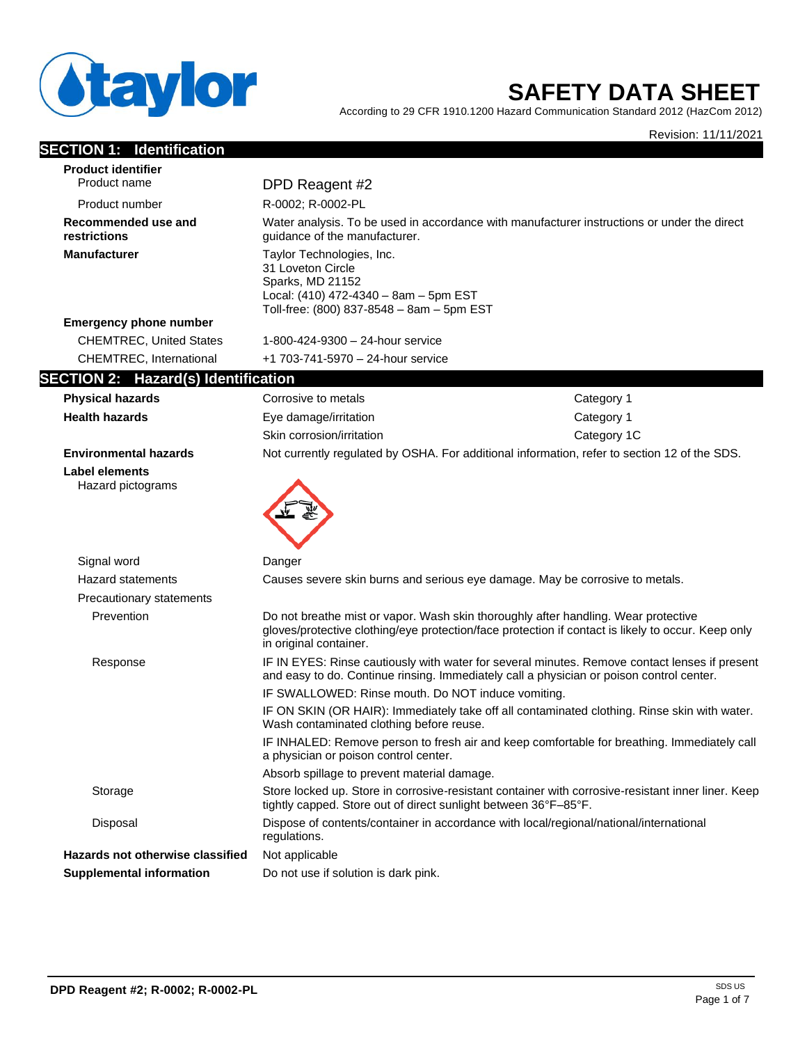taylor

# SAFETY DATA SHEET

According to 29 CFR 1910.1200 Hazard Communication Standard 2012 (HazCom 2012)

Revision: 11/11/2021

## SECTION 1: Identification

**Product identifier**

| | |
|---|---|
| Product name | DPD Reagent #2 |
| Product number | R-0002; R-0002-PL |
| **Recommended use and restrictions** | Water analysis. To be used in accordance with manufacturer instructions or under the direct guidance of the manufacturer. |
| **Manufacturer** | Taylor Technologies, Inc.<br>31 Loveton Circle<br>Sparks, MD 21152<br>Local: (410) 472-4340 – 8am – 5pm EST<br>Toll-free: (800) 837-8548 – 8am – 5pm EST |

**Emergency phone number**

| | |
|---|---|
| CHEMTREC, United States | 1-800-424-9300 – 24-hour service |
| CHEMTREC, International | +1 703-741-5970 – 24-hour service |

## SECTION 2: Hazard(s) Identification

| | | |
|---|---|---|
| **Physical hazards** | Corrosive to metals | Category 1 |
| **Health hazards** | Eye damage/irritation | Category 1 |
| | Skin corrosion/irritation | Category 1C |
| **Environmental hazards** | Not currently regulated by OSHA. For additional information, refer to section 12 of the SDS. | |

**Label elements**

Hazard pictograms

| | |
|---|---|
| Signal word | Danger |
| Hazard statements | Causes severe skin burns and serious eye damage. May be corrosive to metals. |
| Precautionary statements | |
| Prevention | Do not breathe mist or vapor. Wash skin thoroughly after handling. Wear protective gloves/protective clothing/eye protection/face protection if contact is likely to occur. Keep only in original container. |
| Response | IF IN EYES: Rinse cautiously with water for several minutes. Remove contact lenses if present and easy to do. Continue rinsing. Immediately call a physician or poison control center.<br>IF SWALLOWED: Rinse mouth. Do NOT induce vomiting.<br>IF ON SKIN (OR HAIR): Immediately take off all contaminated clothing. Rinse skin with water. Wash contaminated clothing before reuse.<br>IF INHALED: Remove person to fresh air and keep comfortable for breathing. Immediately call a physician or poison control center.<br>Absorb spillage to prevent material damage. |
| Storage | Store locked up. Store in corrosive-resistant container with corrosive-resistant inner liner. Keep tightly capped. Store out of direct sunlight between 36°F–85°F. |
| Disposal | Dispose of contents/container in accordance with local/regional/national/international regulations. |
| **Hazards not otherwise classified** | Not applicable |
| **Supplemental information** | Do not use if solution is dark pink. |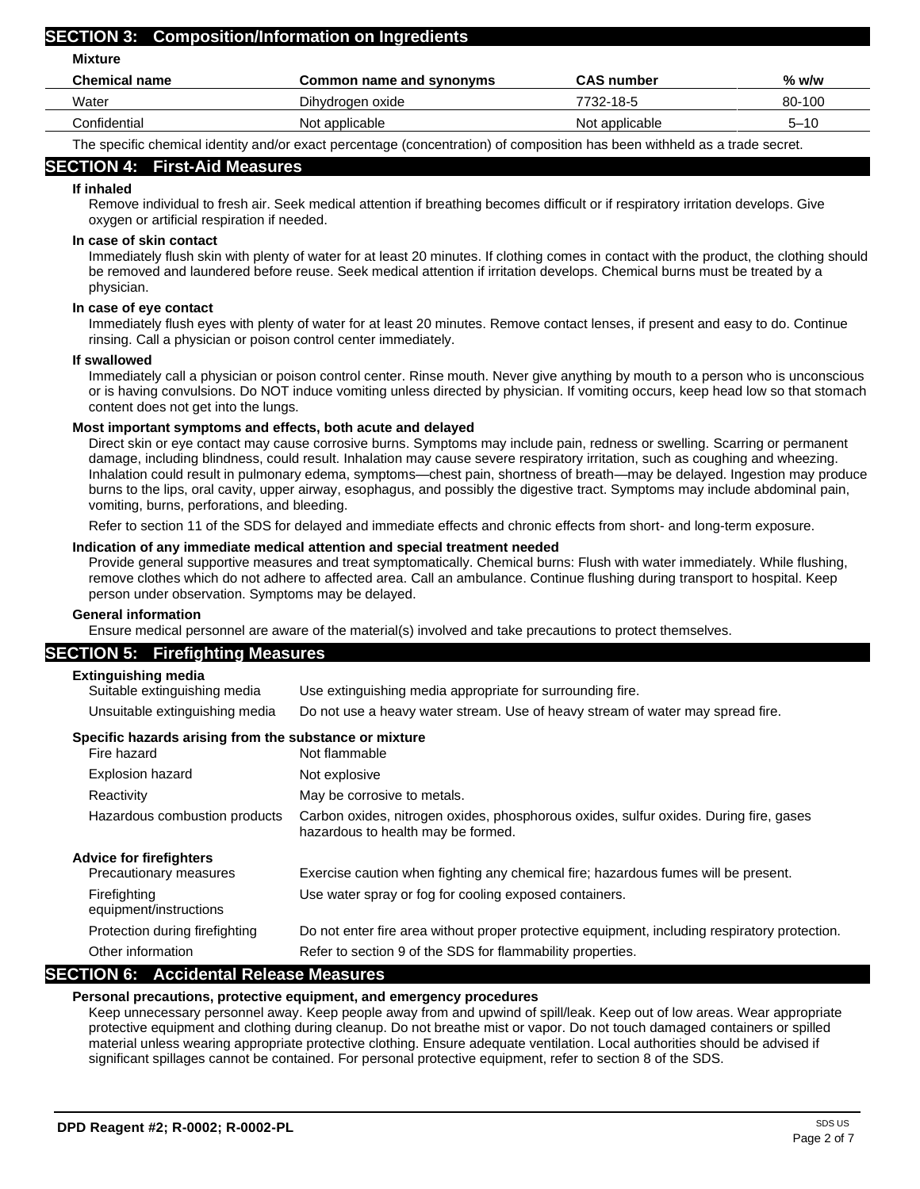## SECTION 3: Composition/Information on Ingredients

**Mixture**

| Chemical name | Common name and synonyms | CAS number | % w/w |
|---|---|---|---|
| Water | Dihydrogen oxide | 7732-18-5 | 80-100 |
| Confidential | Not applicable | Not applicable | 5–10 |

The specific chemical identity and/or exact percentage (concentration) of composition has been withheld as a trade secret.

## SECTION 4: First-Aid Measures

**If inhaled**

Remove individual to fresh air. Seek medical attention if breathing becomes difficult or if respiratory irritation develops. Give oxygen or artificial respiration if needed.

**In case of skin contact**

Immediately flush skin with plenty of water for at least 20 minutes. If clothing comes in contact with the product, the clothing should be removed and laundered before reuse. Seek medical attention if irritation develops. Chemical burns must be treated by a physician.

**In case of eye contact**

Immediately flush eyes with plenty of water for at least 20 minutes. Remove contact lenses, if present and easy to do. Continue rinsing. Call a physician or poison control center immediately.

**If swallowed**

Immediately call a physician or poison control center. Rinse mouth. Never give anything by mouth to a person who is unconscious or is having convulsions. Do NOT induce vomiting unless directed by physician. If vomiting occurs, keep head low so that stomach content does not get into the lungs.

**Most important symptoms and effects, both acute and delayed**

Direct skin or eye contact may cause corrosive burns. Symptoms may include pain, redness or swelling. Scarring or permanent damage, including blindness, could result. Inhalation may cause severe respiratory irritation, such as coughing and wheezing. Inhalation could result in pulmonary edema, symptoms—chest pain, shortness of breath—may be delayed. Ingestion may produce burns to the lips, oral cavity, upper airway, esophagus, and possibly the digestive tract. Symptoms may include abdominal pain, vomiting, burns, perforations, and bleeding.

Refer to section 11 of the SDS for delayed and immediate effects and chronic effects from short- and long-term exposure.

**Indication of any immediate medical attention and special treatment needed**

Provide general supportive measures and treat symptomatically. Chemical burns: Flush with water immediately. While flushing, remove clothes which do not adhere to affected area. Call an ambulance. Continue flushing during transport to hospital. Keep person under observation. Symptoms may be delayed.

**General information**

Ensure medical personnel are aware of the material(s) involved and take precautions to protect themselves.

## SECTION 5: Firefighting Measures

**Extinguishing media**

| | |
|---|---|
| Suitable extinguishing media | Use extinguishing media appropriate for surrounding fire. |
| Unsuitable extinguishing media | Do not use a heavy water stream. Use of heavy stream of water may spread fire. |

**Specific hazards arising from the substance or mixture**

| | |
|---|---|
| Fire hazard | Not flammable |
| Explosion hazard | Not explosive |
| Reactivity | May be corrosive to metals. |
| Hazardous combustion products | Carbon oxides, nitrogen oxides, phosphorous oxides, sulfur oxides. During fire, gases hazardous to health may be formed. |

**Advice for firefighters**

| | |
|---|---|
| Precautionary measures | Exercise caution when fighting any chemical fire; hazardous fumes will be present. |
| Firefighting equipment/instructions | Use water spray or fog for cooling exposed containers. |
| Protection during firefighting | Do not enter fire area without proper protective equipment, including respiratory protection. |
| Other information | Refer to section 9 of the SDS for flammability properties. |

## SECTION 6: Accidental Release Measures

**Personal precautions, protective equipment, and emergency procedures**

Keep unnecessary personnel away. Keep people away from and upwind of spill/leak. Keep out of low areas. Wear appropriate protective equipment and clothing during cleanup. Do not breathe mist or vapor. Do not touch damaged containers or spilled material unless wearing appropriate protective clothing. Ensure adequate ventilation. Local authorities should be advised if significant spillages cannot be contained. For personal protective equipment, refer to section 8 of the SDS.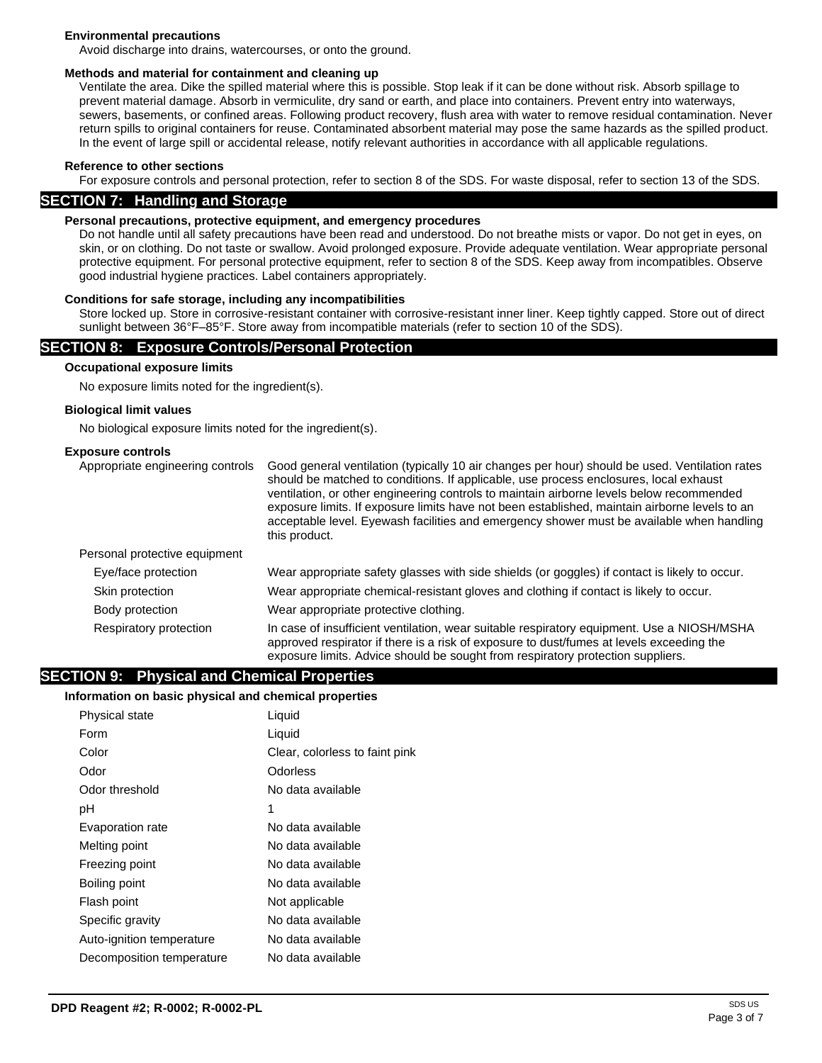**Environmental precautions**

Avoid discharge into drains, watercourses, or onto the ground.

**Methods and material for containment and cleaning up**

Ventilate the area. Dike the spilled material where this is possible. Stop leak if it can be done without risk. Absorb spillage to prevent material damage. Absorb in vermiculite, dry sand or earth, and place into containers. Prevent entry into waterways, sewers, basements, or confined areas. Following product recovery, flush area with water to remove residual contamination. Never return spills to original containers for reuse. Contaminated absorbent material may pose the same hazards as the spilled product. In the event of large spill or accidental release, notify relevant authorities in accordance with all applicable regulations.

**Reference to other sections**

For exposure controls and personal protection, refer to section 8 of the SDS. For waste disposal, refer to section 13 of the SDS.

## SECTION 7: Handling and Storage

**Personal precautions, protective equipment, and emergency procedures**

Do not handle until all safety precautions have been read and understood. Do not breathe mists or vapor. Do not get in eyes, on skin, or on clothing. Do not taste or swallow. Avoid prolonged exposure. Provide adequate ventilation. Wear appropriate personal protective equipment. For personal protective equipment, refer to section 8 of the SDS. Keep away from incompatibles. Observe good industrial hygiene practices. Label containers appropriately.

**Conditions for safe storage, including any incompatibilities**

Store locked up. Store in corrosive-resistant container with corrosive-resistant inner liner. Keep tightly capped. Store out of direct sunlight between 36°F–85°F. Store away from incompatible materials (refer to section 10 of the SDS).

## SECTION 8: Exposure Controls/Personal Protection

**Occupational exposure limits**

No exposure limits noted for the ingredient(s).

**Biological limit values**

No biological exposure limits noted for the ingredient(s).

**Exposure controls**

| | |
|---|---|
| Appropriate engineering controls | Good general ventilation (typically 10 air changes per hour) should be used. Ventilation rates should be matched to conditions. If applicable, use process enclosures, local exhaust ventilation, or other engineering controls to maintain airborne levels below recommended exposure limits. If exposure limits have not been established, maintain airborne levels to an acceptable level. Eyewash facilities and emergency shower must be available when handling this product. |
| Personal protective equipment | |
| Eye/face protection | Wear appropriate safety glasses with side shields (or goggles) if contact is likely to occur. |
| Skin protection | Wear appropriate chemical-resistant gloves and clothing if contact is likely to occur. |
| Body protection | Wear appropriate protective clothing. |
| Respiratory protection | In case of insufficient ventilation, wear suitable respiratory equipment. Use a NIOSH/MSHA approved respirator if there is a risk of exposure to dust/fumes at levels exceeding the exposure limits. Advice should be sought from respiratory protection suppliers. |

## SECTION 9: Physical and Chemical Properties

**Information on basic physical and chemical properties**

| | |
|---|---|
| Physical state | Liquid |
| Form | Liquid |
| Color | Clear, colorless to faint pink |
| Odor | Odorless |
| Odor threshold | No data available |
| pH | 1 |
| Evaporation rate | No data available |
| Melting point | No data available |
| Freezing point | No data available |
| Boiling point | No data available |
| Flash point | Not applicable |
| Specific gravity | No data available |
| Auto-ignition temperature | No data available |
| Decomposition temperature | No data available |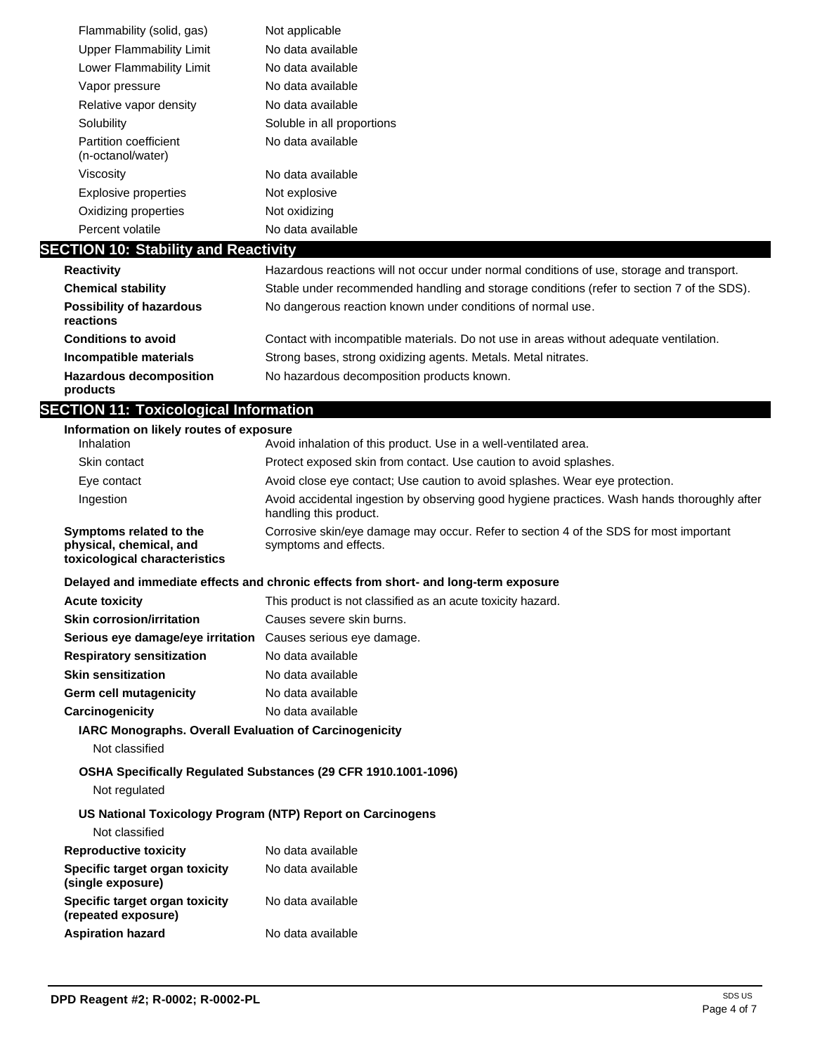| | |
|---|---|
| Flammability (solid, gas) | Not applicable |
| Upper Flammability Limit | No data available |
| Lower Flammability Limit | No data available |
| Vapor pressure | No data available |
| Relative vapor density | No data available |
| Solubility | Soluble in all proportions |
| Partition coefficient (n-octanol/water) | No data available |
| Viscosity | No data available |
| Explosive properties | Not explosive |
| Oxidizing properties | Not oxidizing |
| Percent volatile | No data available |

## SECTION 10: Stability and Reactivity

| | |
|---|---|
| **Reactivity** | Hazardous reactions will not occur under normal conditions of use, storage and transport. |
| **Chemical stability** | Stable under recommended handling and storage conditions (refer to section 7 of the SDS). |
| **Possibility of hazardous reactions** | No dangerous reaction known under conditions of normal use. |
| **Conditions to avoid** | Contact with incompatible materials. Do not use in areas without adequate ventilation. |
| **Incompatible materials** | Strong bases, strong oxidizing agents. Metals. Metal nitrates. |
| **Hazardous decomposition products** | No hazardous decomposition products known. |

## SECTION 11: Toxicological Information

**Information on likely routes of exposure**

| | |
|---|---|
| Inhalation | Avoid inhalation of this product. Use in a well-ventilated area. |
| Skin contact | Protect exposed skin from contact. Use caution to avoid splashes. |
| Eye contact | Avoid close eye contact; Use caution to avoid splashes. Wear eye protection. |
| Ingestion | Avoid accidental ingestion by observing good hygiene practices. Wash hands thoroughly after handling this product. |
| **Symptoms related to the physical, chemical, and toxicological characteristics** | Corrosive skin/eye damage may occur. Refer to section 4 of the SDS for most important symptoms and effects. |

**Delayed and immediate effects and chronic effects from short- and long-term exposure**

| | |
|---|---|
| **Acute toxicity** | This product is not classified as an acute toxicity hazard. |
| **Skin corrosion/irritation** | Causes severe skin burns. |
| **Serious eye damage/eye irritation** | Causes serious eye damage. |
| **Respiratory sensitization** | No data available |
| **Skin sensitization** | No data available |
| **Germ cell mutagenicity** | No data available |
| **Carcinogenicity** | No data available |

**IARC Monographs. Overall Evaluation of Carcinogenicity**

Not classified

**OSHA Specifically Regulated Substances (29 CFR 1910.1001-1096)**

Not regulated

**US National Toxicology Program (NTP) Report on Carcinogens**

Not classified

| | |
|---|---|
| **Reproductive toxicity** | No data available |
| **Specific target organ toxicity (single exposure)** | No data available |
| **Specific target organ toxicity (repeated exposure)** | No data available |
| **Aspiration hazard** | No data available |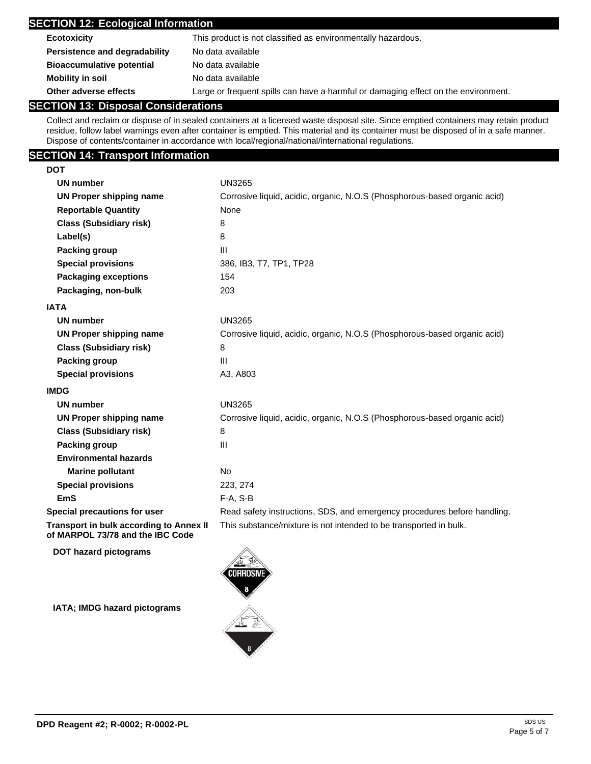## SECTION 12: Ecological Information

| | |
|---|---|
| **Ecotoxicity** | This product is not classified as environmentally hazardous. |
| **Persistence and degradability** | No data available |
| **Bioaccumulative potential** | No data available |
| **Mobility in soil** | No data available |
| **Other adverse effects** | Large or frequent spills can have a harmful or damaging effect on the environment. |

## SECTION 13: Disposal Considerations

Collect and reclaim or dispose of in sealed containers at a licensed waste disposal site. Since emptied containers may retain product residue, follow label warnings even after container is emptied. This material and its container must be disposed of in a safe manner. Dispose of contents/container in accordance with local/regional/national/international regulations.

## SECTION 14: Transport Information

**DOT**

| | |
|---|---|
| **UN number** | UN3265 |
| **UN Proper shipping name** | Corrosive liquid, acidic, organic, N.O.S (Phosphorous-based organic acid) |
| **Reportable Quantity** | None |
| **Class (Subsidiary risk)** | 8 |
| **Label(s)** | 8 |
| **Packing group** | III |
| **Special provisions** | 386, IB3, T7, TP1, TP28 |
| **Packaging exceptions** | 154 |
| **Packaging, non-bulk** | 203 |

**IATA**

| | |
|---|---|
| **UN number** | UN3265 |
| **UN Proper shipping name** | Corrosive liquid, acidic, organic, N.O.S (Phosphorous-based organic acid) |
| **Class (Subsidiary risk)** | 8 |
| **Packing group** | III |
| **Special provisions** | A3, A803 |

**IMDG**

| | |
|---|---|
| **UN number** | UN3265 |
| **UN Proper shipping name** | Corrosive liquid, acidic, organic, N.O.S (Phosphorous-based organic acid) |
| **Class (Subsidiary risk)** | 8 |
| **Packing group** | III |
| **Environmental hazards** | |
| **Marine pollutant** | No |
| **Special provisions** | 223, 274 |
| **EmS** | F-A, S-B |

| | |
|---|---|
| **Special precautions for user** | Read safety instructions, SDS, and emergency procedures before handling. |
| **Transport in bulk according to Annex II of MARPOL 73/78 and the IBC Code** | This substance/mixture is not intended to be transported in bulk. |

**DOT hazard pictograms**

**IATA; IMDG hazard pictograms**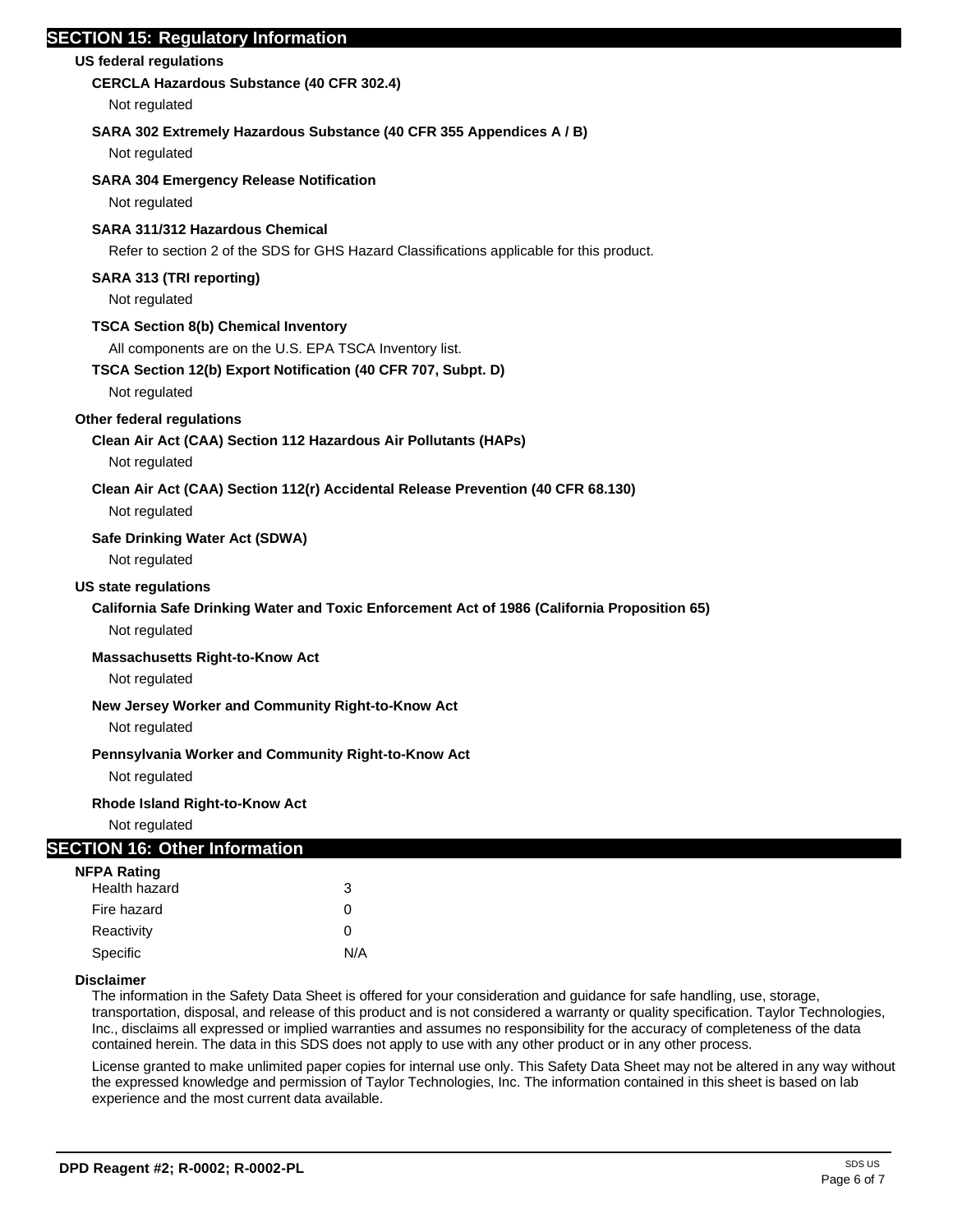## SECTION 15: Regulatory Information

### US federal regulations

**CERCLA Hazardous Substance (40 CFR 302.4)**

Not regulated

**SARA 302 Extremely Hazardous Substance (40 CFR 355 Appendices A / B)**

Not regulated

**SARA 304 Emergency Release Notification**

Not regulated

**SARA 311/312 Hazardous Chemical**

Refer to section 2 of the SDS for GHS Hazard Classifications applicable for this product.

**SARA 313 (TRI reporting)**

Not regulated

**TSCA Section 8(b) Chemical Inventory**

All components are on the U.S. EPA TSCA Inventory list.

**TSCA Section 12(b) Export Notification (40 CFR 707, Subpt. D)**

Not regulated

### Other federal regulations

**Clean Air Act (CAA) Section 112 Hazardous Air Pollutants (HAPs)**

Not regulated

**Clean Air Act (CAA) Section 112(r) Accidental Release Prevention (40 CFR 68.130)**

Not regulated

**Safe Drinking Water Act (SDWA)**

Not regulated

### US state regulations

**California Safe Drinking Water and Toxic Enforcement Act of 1986 (California Proposition 65)**

Not regulated

**Massachusetts Right-to-Know Act**

Not regulated

**New Jersey Worker and Community Right-to-Know Act**

Not regulated

**Pennsylvania Worker and Community Right-to-Know Act**

Not regulated

**Rhode Island Right-to-Know Act**

Not regulated

## SECTION 16: Other Information

**NFPA Rating**

| | |
|---|---|
| Health hazard | 3 |
| Fire hazard | 0 |
| Reactivity | 0 |
| Specific | N/A |

**Disclaimer**

The information in the Safety Data Sheet is offered for your consideration and guidance for safe handling, use, storage, transportation, disposal, and release of this product and is not considered a warranty or quality specification. Taylor Technologies, Inc., disclaims all expressed or implied warranties and assumes no responsibility for the accuracy of completeness of the data contained herein. The data in this SDS does not apply to use with any other product or in any other process.

License granted to make unlimited paper copies for internal use only. This Safety Data Sheet may not be altered in any way without the expressed knowledge and permission of Taylor Technologies, Inc. The information contained in this sheet is based on lab experience and the most current data available.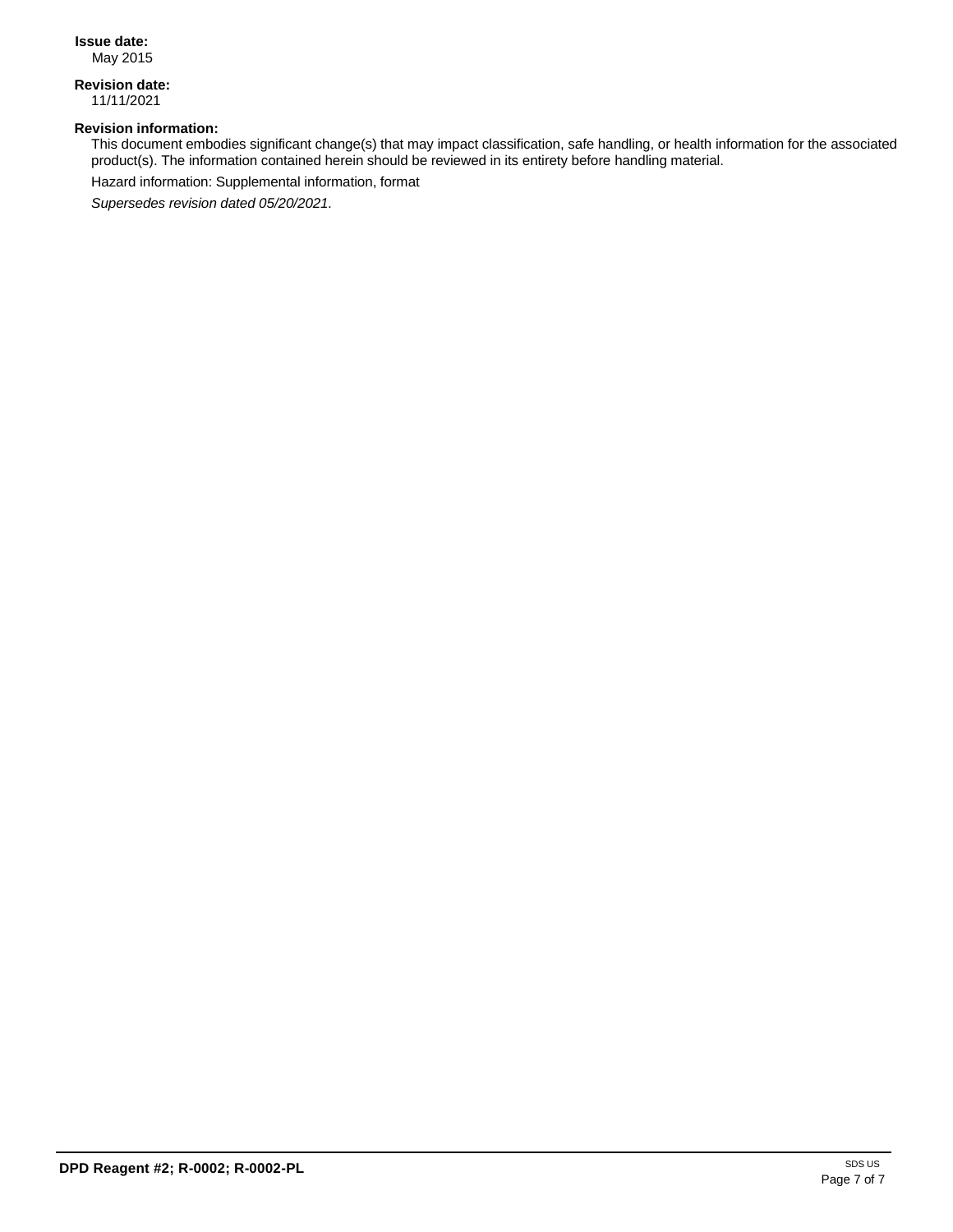**Issue date:**

May 2015

**Revision date:**

11/11/2021

**Revision information:**

This document embodies significant change(s) that may impact classification, safe handling, or health information for the associated product(s). The information contained herein should be reviewed in its entirety before handling material.

Hazard information: Supplemental information, format

*Supersedes revision dated 05/20/2021.*